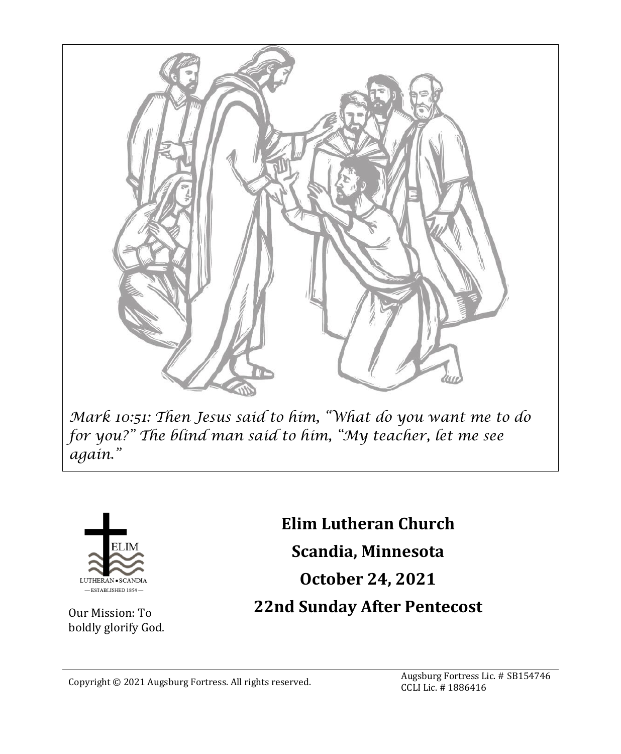*Mark 10:51: Then Jesus said to him, "What do you want me to do for you?" The blind man said to him, "My teacher, let me see again."*

ELIM

LUTHERAN • SCANDIA

— ESTABLISHED 1854 —

Our Mission: To boldly glorify God.

# Elim Lutheran Church

## Scandia, Minnesota

## October 24, 2021

## 22nd Sunday After Pentecost

Copyright © 2021 Augsburg Fortress. All rights reserved.

Augsburg Fortress Lic. # SB154746
CCLI Lic. # 1886416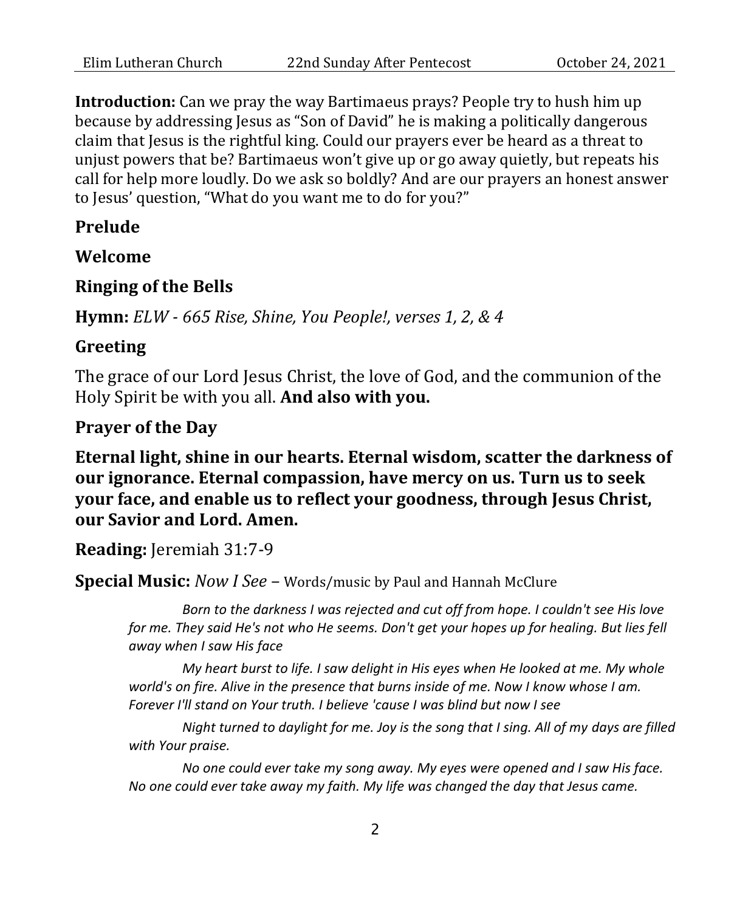**Introduction:** Can we pray the way Bartimaeus prays? People try to hush him up because by addressing Jesus as "Son of David" he is making a politically dangerous claim that Jesus is the rightful king. Could our prayers ever be heard as a threat to unjust powers that be? Bartimaeus won't give up or go away quietly, but repeats his call for help more loudly. Do we ask so boldly? And are our prayers an honest answer to Jesus' question, "What do you want me to do for you?"

## Prelude

## Welcome

## Ringing of the Bells

**Hymn:** *ELW - 665 Rise, Shine, You People!, verses 1, 2, & 4*

## Greeting

The grace of our Lord Jesus Christ, the love of God, and the communion of the Holy Spirit be with you all. **And also with you.**

## Prayer of the Day

**Eternal light, shine in our hearts. Eternal wisdom, scatter the darkness of our ignorance. Eternal compassion, have mercy on us. Turn us to seek your face, and enable us to reflect your goodness, through Jesus Christ, our Savior and Lord. Amen.**

**Reading:** Jeremiah 31:7-9

**Special Music:** *Now I See* – Words/music by Paul and Hannah McClure

*Born to the darkness I was rejected and cut off from hope. I couldn't see His love for me. They said He's not who He seems. Don't get your hopes up for healing. But lies fell away when I saw His face*

*My heart burst to life. I saw delight in His eyes when He looked at me. My whole world's on fire. Alive in the presence that burns inside of me. Now I know whose I am. Forever I'll stand on Your truth. I believe 'cause I was blind but now I see*

*Night turned to daylight for me. Joy is the song that I sing. All of my days are filled with Your praise.*

*No one could ever take my song away. My eyes were opened and I saw His face. No one could ever take away my faith. My life was changed the day that Jesus came.*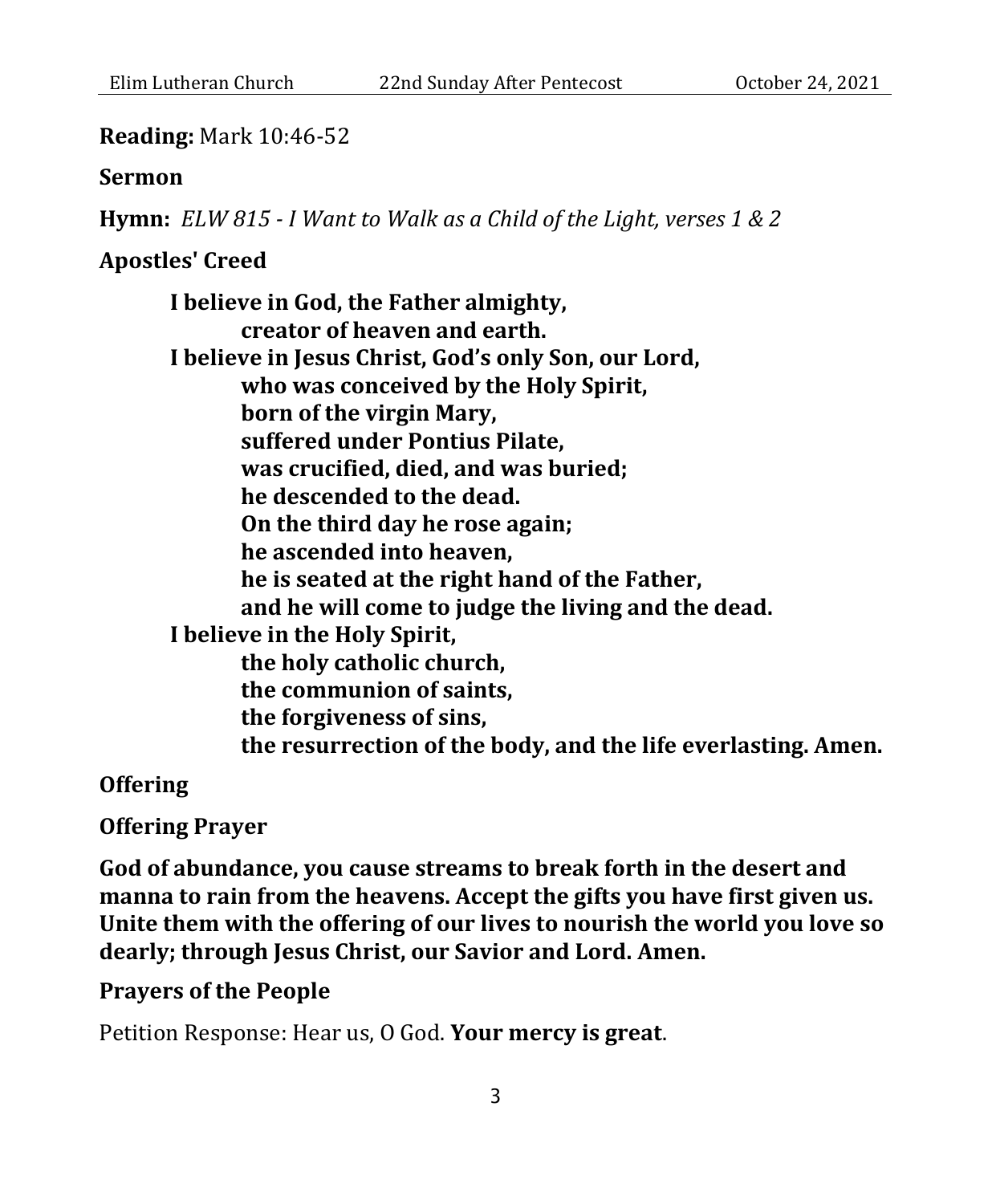**Reading:** Mark 10:46-52

**Sermon**

**Hymn:** *ELW 815 - I Want to Walk as a Child of the Light, verses 1 & 2*

**Apostles' Creed**

> **I believe in God, the Father almighty,**
> **creator of heaven and earth.**
> **I believe in Jesus Christ, God's only Son, our Lord,**
> **who was conceived by the Holy Spirit,**
> **born of the virgin Mary,**
> **suffered under Pontius Pilate,**
> **was crucified, died, and was buried;**
> **he descended to the dead.**
> **On the third day he rose again;**
> **he ascended into heaven,**
> **he is seated at the right hand of the Father,**
> **and he will come to judge the living and the dead.**
> **I believe in the Holy Spirit,**
> **the holy catholic church,**
> **the communion of saints,**
> **the forgiveness of sins,**
> **the resurrection of the body, and the life everlasting. Amen.**

**Offering**

**Offering Prayer**

**God of abundance, you cause streams to break forth in the desert and manna to rain from the heavens. Accept the gifts you have first given us. Unite them with the offering of our lives to nourish the world you love so dearly; through Jesus Christ, our Savior and Lord. Amen.**

**Prayers of the People**

Petition Response: Hear us, O God. **Your mercy is great**.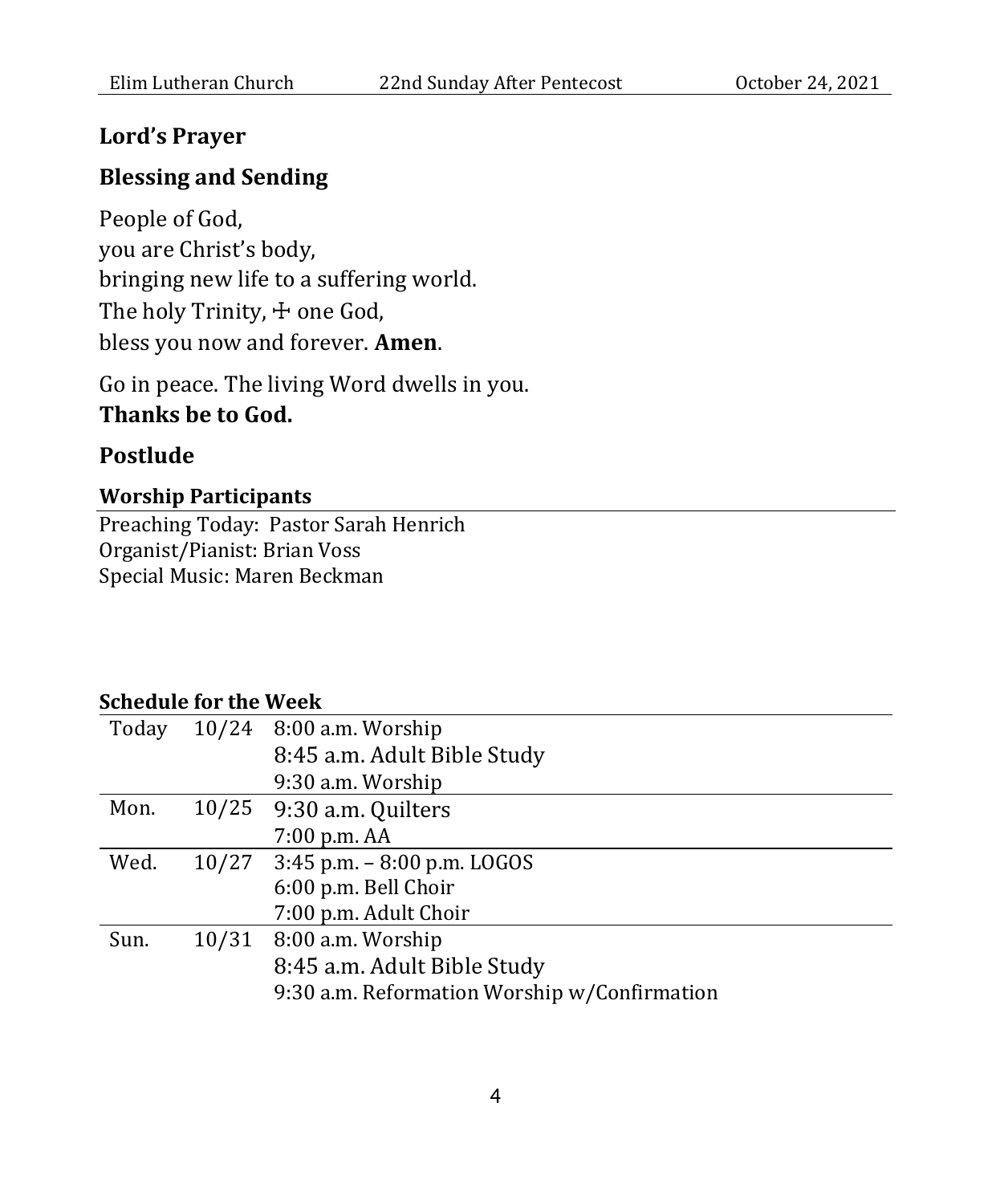## Lord's Prayer

## Blessing and Sending

People of God,
you are Christ's body,
bringing new life to a suffering world.
The holy Trinity, ☩ one God,
bless you now and forever. **Amen**.

Go in peace. The living Word dwells in you.
**Thanks be to God.**

## Postlude

**Worship Participants**

Preaching Today: Pastor Sarah Henrich
Organist/Pianist: Brian Voss
Special Music: Maren Beckman

**Schedule for the Week**

| | | |
|---|---|---|
| Today | 10/24 | 8:00 a.m. Worship |
| | | 8:45 a.m. Adult Bible Study |
| | | 9:30 a.m. Worship |
| Mon. | 10/25 | 9:30 a.m. Quilters |
| | | 7:00 p.m. AA |
| Wed. | 10/27 | 3:45 p.m. – 8:00 p.m. LOGOS |
| | | 6:00 p.m. Bell Choir |
| | | 7:00 p.m. Adult Choir |
| Sun. | 10/31 | 8:00 a.m. Worship |
| | | 8:45 a.m. Adult Bible Study |
| | | 9:30 a.m. Reformation Worship w/Confirmation |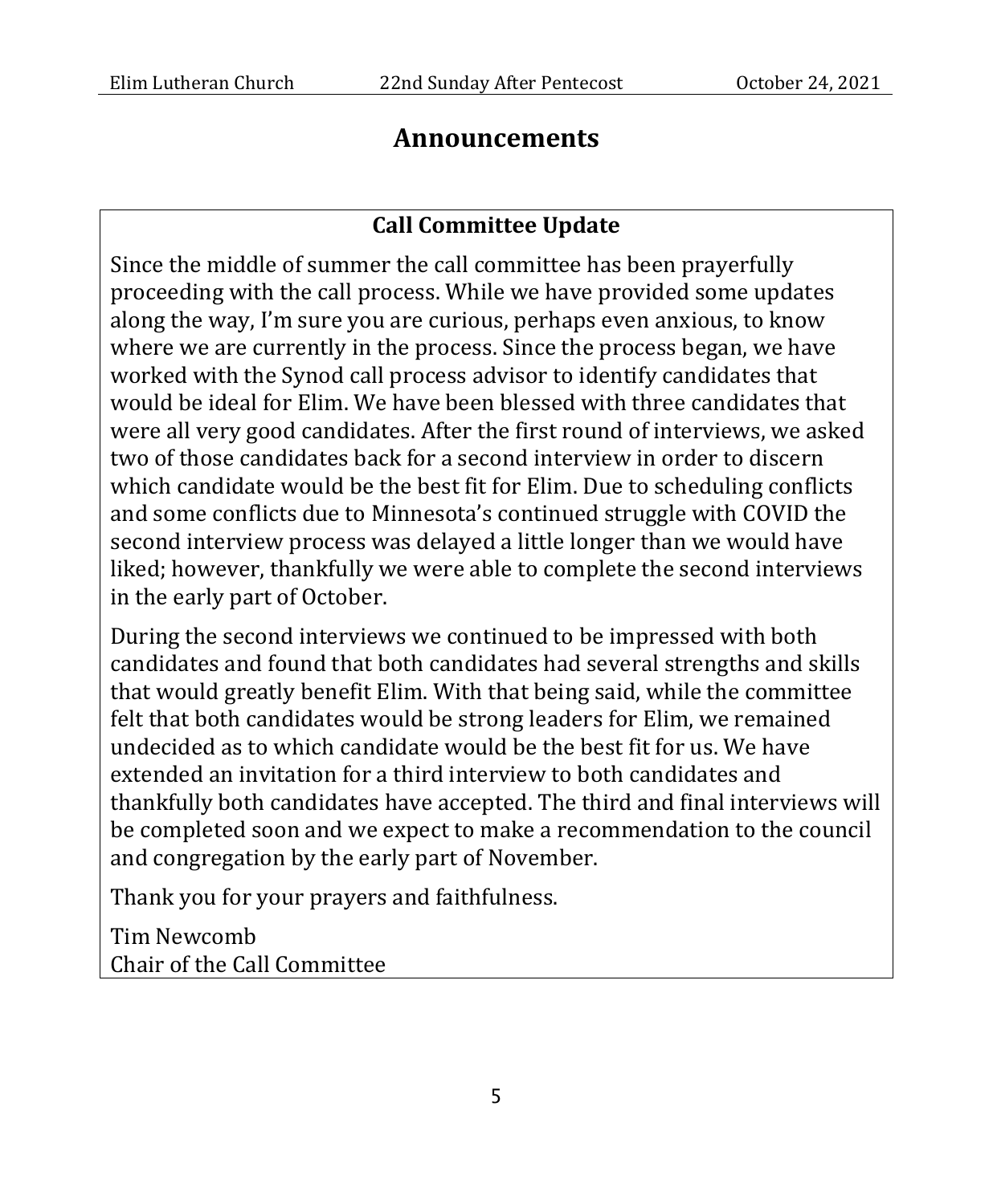# Announcements

## Call Committee Update

Since the middle of summer the call committee has been prayerfully proceeding with the call process. While we have provided some updates along the way, I'm sure you are curious, perhaps even anxious, to know where we are currently in the process. Since the process began, we have worked with the Synod call process advisor to identify candidates that would be ideal for Elim. We have been blessed with three candidates that were all very good candidates. After the first round of interviews, we asked two of those candidates back for a second interview in order to discern which candidate would be the best fit for Elim. Due to scheduling conflicts and some conflicts due to Minnesota's continued struggle with COVID the second interview process was delayed a little longer than we would have liked; however, thankfully we were able to complete the second interviews in the early part of October.

During the second interviews we continued to be impressed with both candidates and found that both candidates had several strengths and skills that would greatly benefit Elim. With that being said, while the committee felt that both candidates would be strong leaders for Elim, we remained undecided as to which candidate would be the best fit for us. We have extended an invitation for a third interview to both candidates and thankfully both candidates have accepted. The third and final interviews will be completed soon and we expect to make a recommendation to the council and congregation by the early part of November.

Thank you for your prayers and faithfulness.

Tim Newcomb
Chair of the Call Committee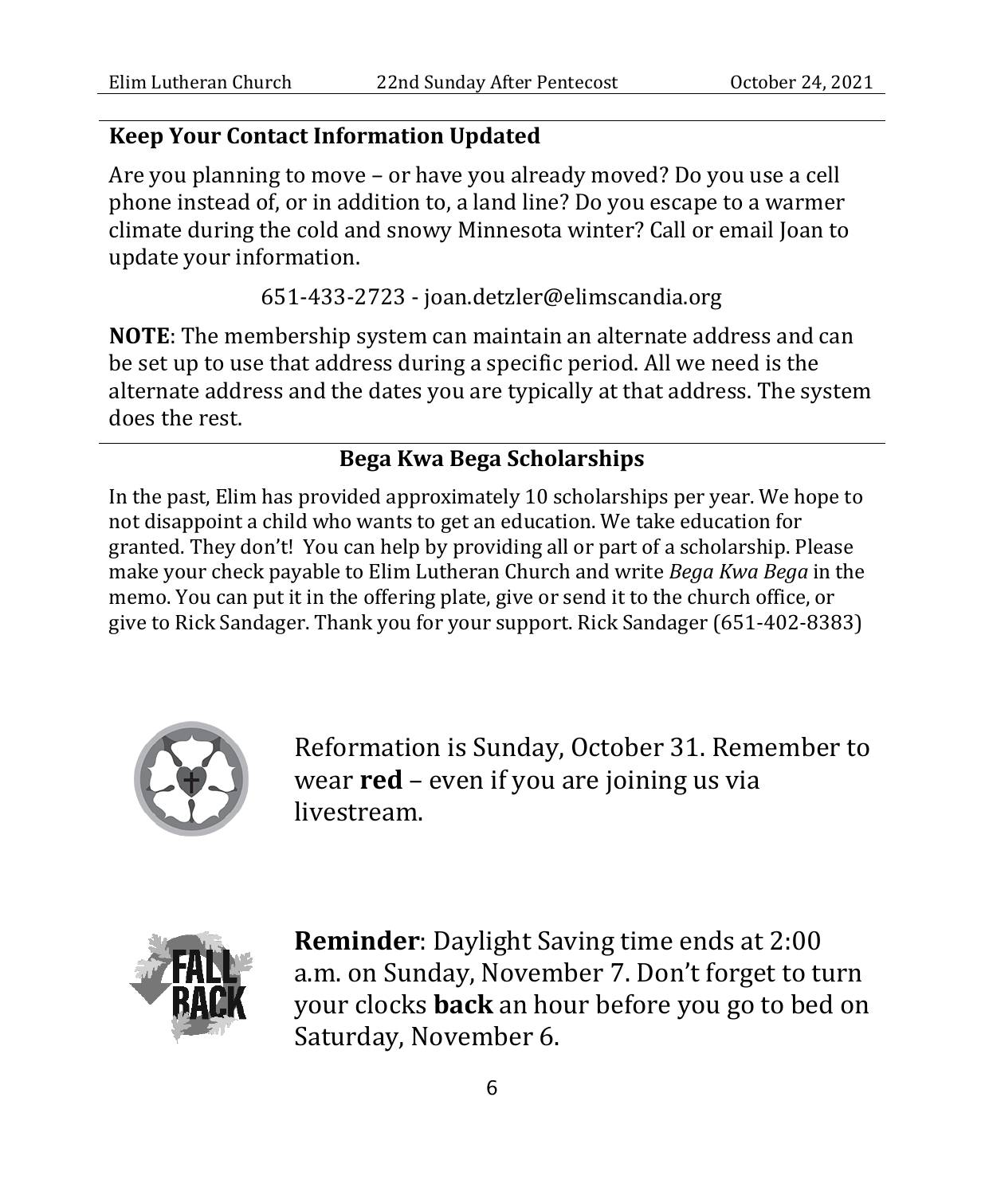## Keep Your Contact Information Updated

Are you planning to move – or have you already moved? Do you use a cell phone instead of, or in addition to, a land line? Do you escape to a warmer climate during the cold and snowy Minnesota winter? Call or email Joan to update your information.

651-433-2723 - joan.detzler@elimscandia.org

**NOTE**: The membership system can maintain an alternate address and can be set up to use that address during a specific period. All we need is the alternate address and the dates you are typically at that address. The system does the rest.

## Bega Kwa Bega Scholarships

In the past, Elim has provided approximately 10 scholarships per year. We hope to not disappoint a child who wants to get an education. We take education for granted. They don't! You can help by providing all or part of a scholarship. Please make your check payable to Elim Lutheran Church and write *Bega Kwa Bega* in the memo. You can put it in the offering plate, give or send it to the church office, or give to Rick Sandager. Thank you for your support. Rick Sandager (651-402-8383)

Reformation is Sunday, October 31. Remember to wear **red** – even if you are joining us via livestream.

**Reminder**: Daylight Saving time ends at 2:00 a.m. on Sunday, November 7. Don't forget to turn your clocks **back** an hour before you go to bed on Saturday, November 6.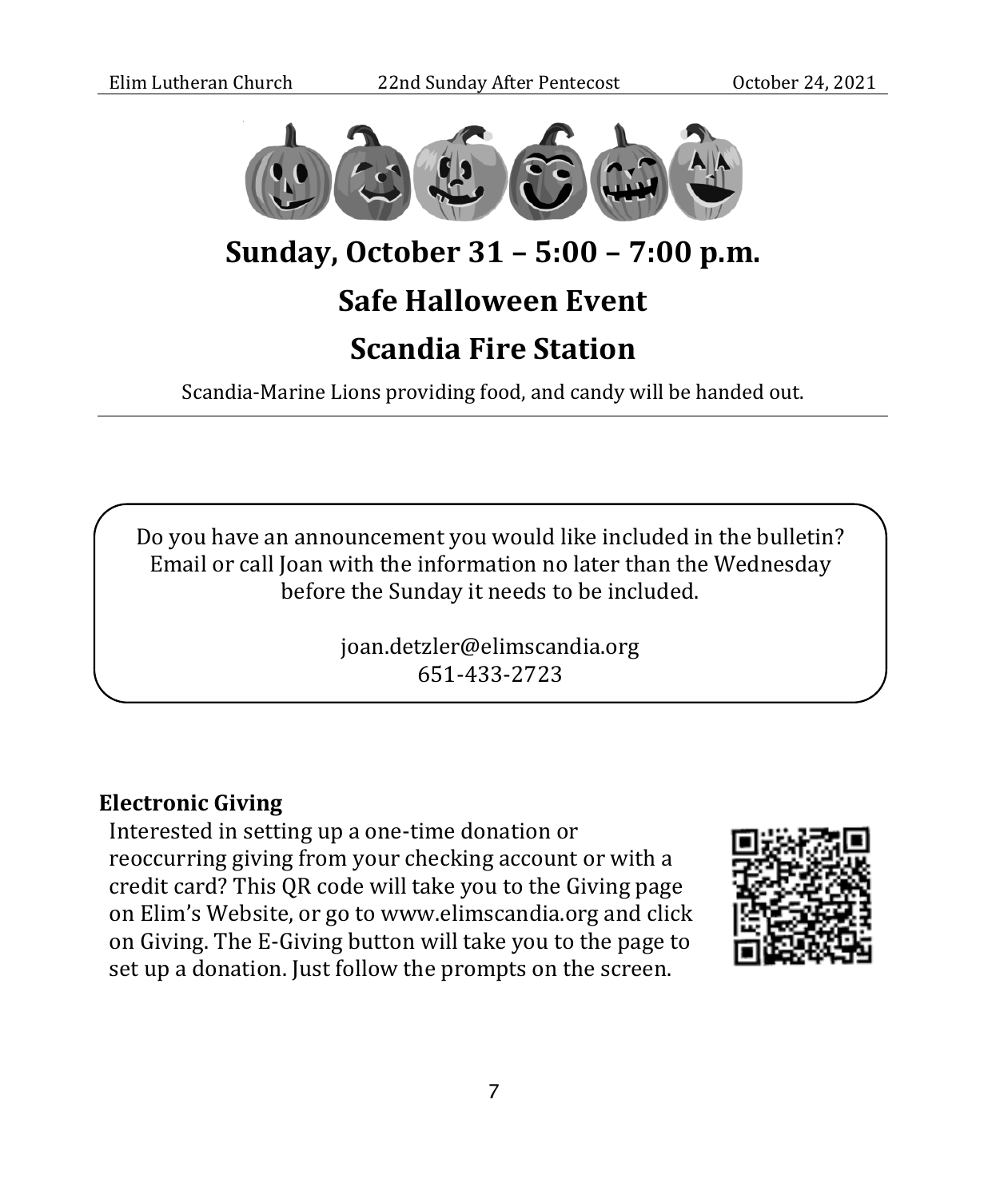# Sunday, October 31 – 5:00 – 7:00 p.m.

# Safe Halloween Event

# Scandia Fire Station

Scandia-Marine Lions providing food, and candy will be handed out.

---

Do you have an announcement you would like included in the bulletin? Email or call Joan with the information no later than the Wednesday before the Sunday it needs to be included.

joan.detzler@elimscandia.org
651-433-2723

**Electronic Giving**

Interested in setting up a one-time donation or reoccurring giving from your checking account or with a credit card? This QR code will take you to the Giving page on Elim's Website, or go to www.elimscandia.org and click on Giving. The E-Giving button will take you to the page to set up a donation. Just follow the prompts on the screen.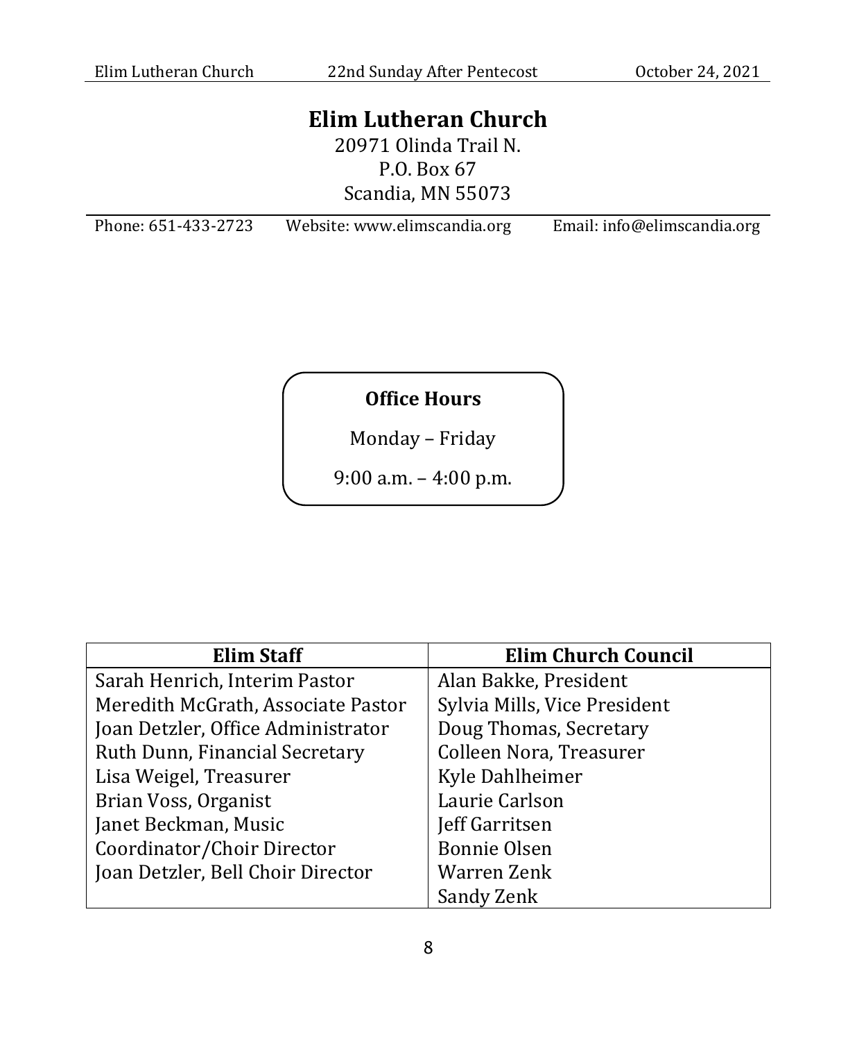# Elim Lutheran Church

20971 Olinda Trail N.
P.O. Box 67
Scandia, MN 55073

Phone: 651-433-2723 Website: www.elimscandia.org Email: info@elimscandia.org

**Office Hours**

Monday – Friday

9:00 a.m. – 4:00 p.m.

| Elim Staff | Elim Church Council |
|---|---|
| Sarah Henrich, Interim Pastor | Alan Bakke, President |
| Meredith McGrath, Associate Pastor | Sylvia Mills, Vice President |
| Joan Detzler, Office Administrator | Doug Thomas, Secretary |
| Ruth Dunn, Financial Secretary | Colleen Nora, Treasurer |
| Lisa Weigel, Treasurer | Kyle Dahlheimer |
| Brian Voss, Organist | Laurie Carlson |
| Janet Beckman, Music Coordinator/Choir Director | Jeff Garritsen |
| Joan Detzler, Bell Choir Director | Bonnie Olsen |
| | Warren Zenk |
| | Sandy Zenk |